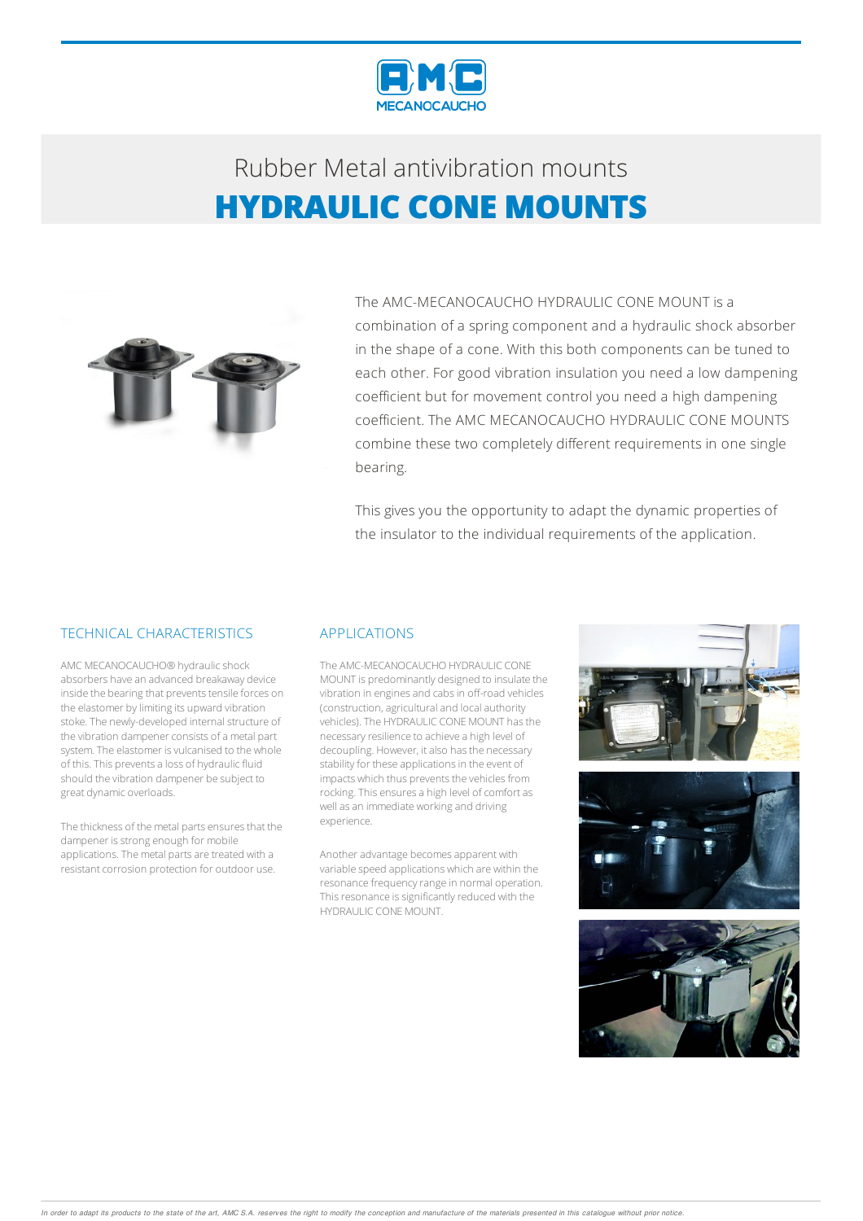# Rubber Metal antivibration mounts

# HYDRAULIC CONE MOUNTS

The AMC-MECANOCAUCHO HYDRAULIC CONE MOUNT is a combination of a spring component and a hydraulic shock absorber in the shape of a cone. With this both components can be tuned to each other. For good vibration insulation you need a low dampening coefficient but for movement control you need a high dampening coefficient. The AMC MECANOCAUCHO HYDRAULIC CONE MOUNTS combine these two completely different requirements in one single bearing.

This gives you the opportunity to adapt the dynamic properties of the insulator to the individual requirements of the application.

## TECHNICAL CHARACTERISTICS

AMC MECANOCAUCHO® hydraulic shock absorbers have an advanced breakaway device inside the bearing that prevents tensile forces on the elastomer by limiting its upward vibration stoke. The newly-developed internal structure of the vibration dampener consists of a metal part system. The elastomer is vulcanised to the whole of this. This prevents a loss of hydraulic fluid should the vibration dampener be subject to great dynamic overloads.

The thickness of the metal parts ensures that the dampener is strong enough for mobile applications. The metal parts are treated with a resistant corrosion protection for outdoor use.

## APPLICATIONS

The AMC-MECANOCAUCHO HYDRAULIC CONE MOUNT is predominantly designed to insulate the vibration in engines and cabs in off-road vehicles (construction, agricultural and local authority vehicles). The HYDRAULIC CONE MOUNT has the necessary resilience to achieve a high level of decoupling. However, it also has the necessary stability for these applications in the event of impacts which thus prevents the vehicles from rocking. This ensures a high level of comfort as well as an immediate working and driving experience.

Another advantage becomes apparent with variable speed applications which are within the resonance frequency range in normal operation. This resonance is significantly reduced with the HYDRAULIC CONE MOUNT.

*In order to adapt its products to the state of the art, AMC S.A. reserves the right to modify the conception and manufacture of the materials presented in this catalogue without prior notice.*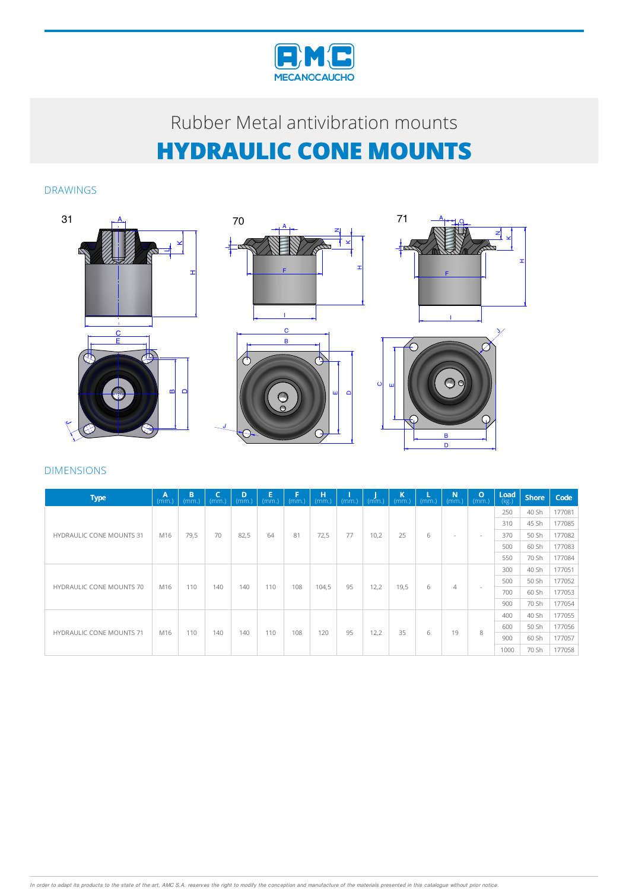Rubber Metal antivibration mounts

# HYDRAULIC CONE MOUNTS

## DRAWINGS

## DIMENSIONS

| Type | A (mm.) | B (mm.) | C (mm.) | D (mm.) | E (mm.) | F (mm.) | H (mm.) | I (mm.) | J (mm.) | K (mm.) | L (mm.) | N (mm.) | O (mm.) | Load (kg.) | Shore | Code |
|---|---|---|---|---|---|---|---|---|---|---|---|---|---|---|---|---|
| HYDRAULIC CONE MOUNTS 31 | M16 | 79,5 | 70 | 82,5 | 64 | 81 | 72,5 | 77 | 10,2 | 25 | 6 | - | - | 250 | 40 Sh | 177081 |
| | | | | | | | | | | | | | | 310 | 45 Sh | 177085 |
| | | | | | | | | | | | | | | 370 | 50 Sh | 177082 |
| | | | | | | | | | | | | | | 500 | 60 Sh | 177083 |
| | | | | | | | | | | | | | | 550 | 70 Sh | 177084 |
| HYDRAULIC CONE MOUNTS 70 | M16 | 110 | 140 | 140 | 110 | 108 | 104,5 | 95 | 12,2 | 19,5 | 6 | 4 | - | 300 | 40 Sh | 177051 |
| | | | | | | | | | | | | | | 500 | 50 Sh | 177052 |
| | | | | | | | | | | | | | | 700 | 60 Sh | 177053 |
| | | | | | | | | | | | | | | 900 | 70 Sh | 177054 |
| HYDRAULIC CONE MOUNTS 71 | M16 | 110 | 140 | 140 | 110 | 108 | 120 | 95 | 12,2 | 35 | 6 | 19 | 8 | 400 | 40 Sh | 177055 |
| | | | | | | | | | | | | | | 600 | 50 Sh | 177056 |
| | | | | | | | | | | | | | | 900 | 60 Sh | 177057 |
| | | | | | | | | | | | | | | 1000 | 70 Sh | 177058 |

*In order to adapt its products to the state of the art, AMC S.A. reserves the right to modify the conception and manufacture of the materials presented in this catalogue without prior notice.*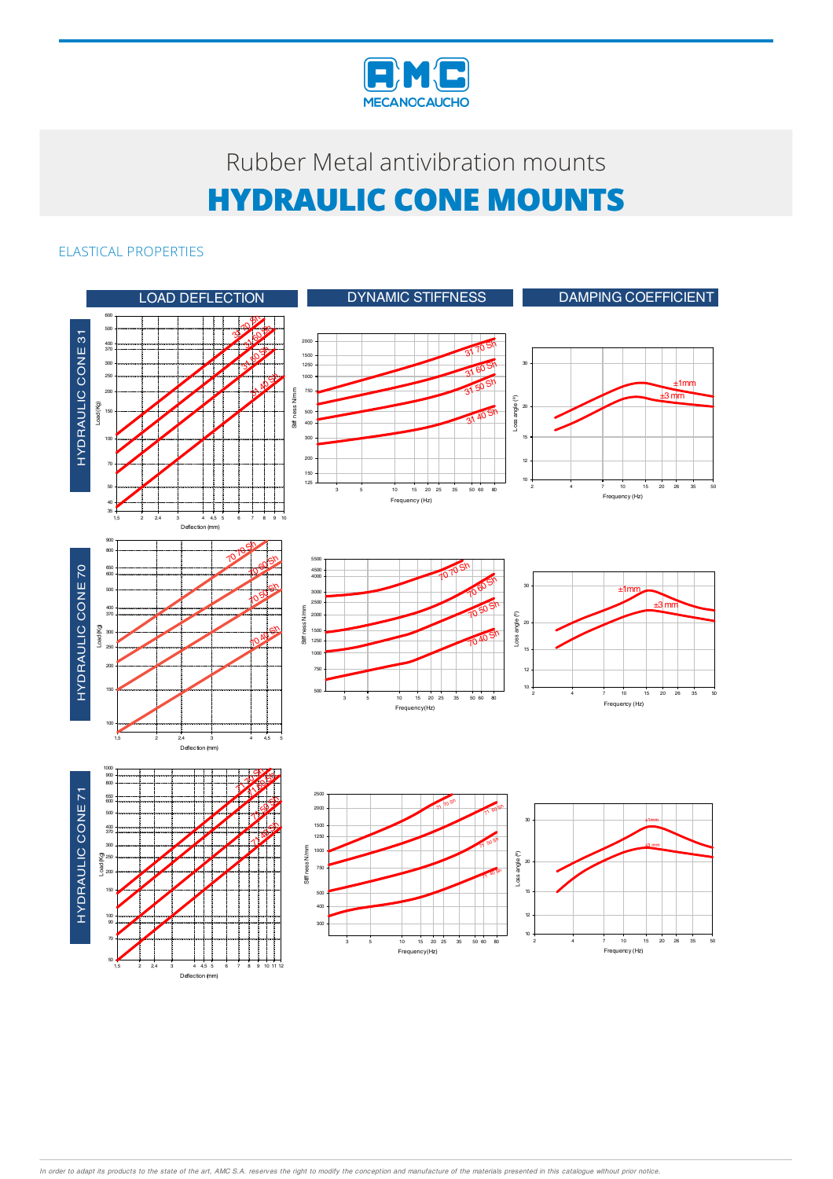# Rubber Metal antivibration mounts

# HYDRAULIC CONE MOUNTS

## ELASTICAL PROPERTIES

LOAD DEFLECTION | DYNAMIC STIFFNESS | DAMPING COEFFICIENT

### HYDRAULIC CONE 31

Load (Kg): 35, 40, 50, 70, 100, 150, 200, 250, 300, 370, 400, 500, 600

Deflection (mm): 1,5, 2, 2,4, 3, 4, 4,5, 5, 6, 7, 8, 9, 10

Curves: 31 70 Sh, 31 60 Sh, 31 50 Sh, 31 40 Sh

Stiff ness N/mm: 125, 150, 200, 300, 400, 500, 750, 1000, 1250, 1500, 2000

Frequency (Hz): 3, 5, 10, 15, 20, 25, 35, 50, 60, 80

Curves: 31 70 Sh, 31 60 Sh, 31 50 Sh, 31 40 Sh

Loss angle (°): 10, 12, 15, 20, 30

Frequency (Hz): 2, 4, 7, 10, 15, 20, 26, 35, 50

Curves: ±1mm, ±3 mm

### HYDRAULIC CONE 70

Load(Kg): 100, 150, 200, 250, 300, 370, 400, 500, 600, 650, 800, 900

Deflection (mm): 1,5, 2, 2,4, 3, 4, 4,5, 5

Curves: 70 70 Sh, 70 60 Sh, 70 50 Sh, 70 40 Sh

Stiff ness N/mm: 500, 750, 1000, 1250, 1500, 2000, 2500, 3000, 4000, 4500, 5500

Frequency(Hz): 3, 5, 10, 15, 20, 25, 35, 50, 60, 80

Curves: 70 70 Sh, 70 60 Sh, 70 50 Sh, 70 40 Sh

Loss angle (°): 10, 12, 15, 20, 30

Frequency (Hz): 2, 4, 7, 10, 15, 20, 26, 35, 50

Curves: ±1mm, ±3mm

### HYDRAULIC CONE 71

Load(Kg): 50, 70, 90, 100, 150, 200, 250, 300, 370, 400, 500, 600, 650, 800, 900, 1000

Deflection (mm): 1,5, 2, 2,4, 3, 4, 4,5, 5, 6, 7, 8, 9, 10, 11, 12

Curves: 71 70 Sh, 71 60 Sh, 71 50 Sh, 71 40 Sh

Stiff ness N/mm: 300, 400, 500, 750, 1000, 1250, 1500, 2000, 2500

Frequency(Hz): 3, 5, 10, 15, 20, 25, 35, 50, 60, 80

Curves: 71 70 Sh, 71 60 Sh, 71 50 Sh, 71 40 Sh

Loss angle (°): 10, 12, 15, 20, 30

Frequency (Hz): 2, 4, 7, 10, 15, 20, 26, 35, 50

Curves: ±1mm, ±3 mm

*In order to adapt its products to the state of the art, AMC S.A. reserves the right to modify the conception and manufacture of the materials presented in this catalogue without prior notice.*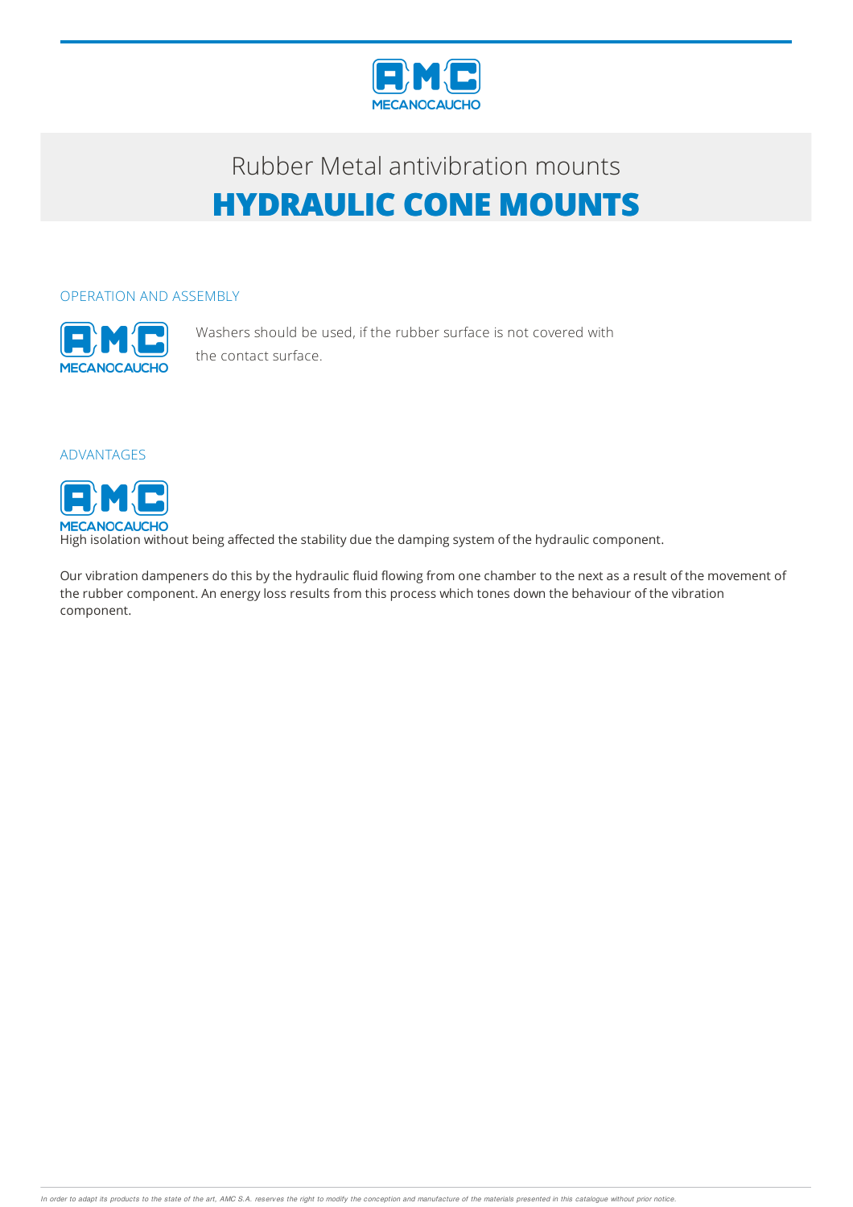Rubber Metal antivibration mounts

# HYDRAULIC CONE MOUNTS

## OPERATION AND ASSEMBLY

Washers should be used, if the rubber surface is not covered with the contact surface.

## ADVANTAGES

High isolation without being affected the stability due the damping system of the hydraulic component.

Our vibration dampeners do this by the hydraulic fluid flowing from one chamber to the next as a result of the movement of the rubber component. An energy loss results from this process which tones down the behaviour of the vibration component.

*In order to adapt its products to the state of the art, AMC S.A. reserves the right to modify the conception and manufacture of the materials presented in this catalogue without prior notice.*